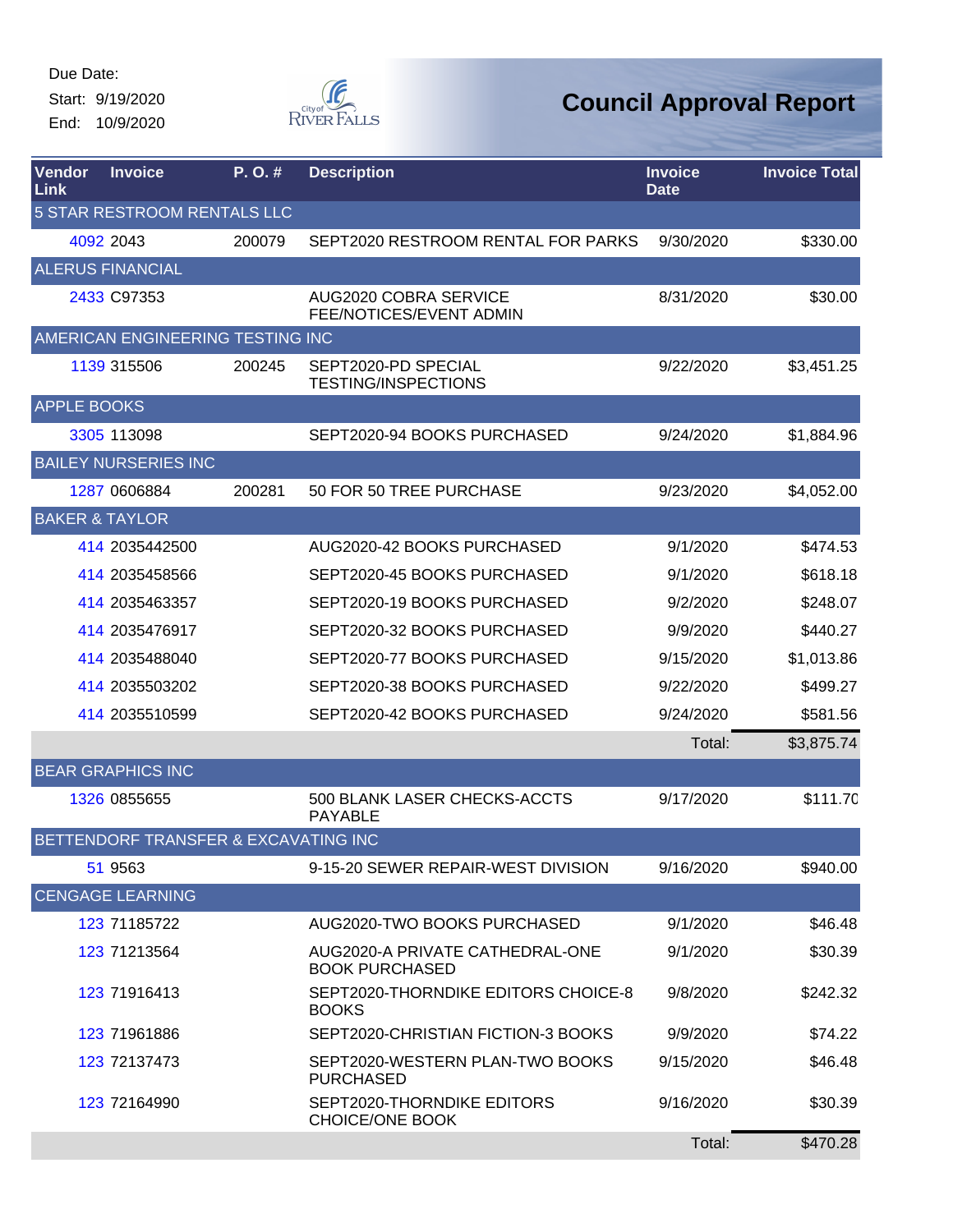Due Date:

Start: 9/19/2020

End: 10/9/2020

# Council Approval Report

| Vendor Link | Invoice | P. O. # | Description | Invoice Date | Invoice Total |
|---|---|---|---|---|---|
| 5 STAR RESTROOM RENTALS LLC | | | | | |
| 4092 | 2043 | 200079 | SEPT2020 RESTROOM RENTAL FOR PARKS | 9/30/2020 | $330.00 |
| ALERUS FINANCIAL | | | | | |
| 2433 | C97353 | | AUG2020 COBRA SERVICE FEE/NOTICES/EVENT ADMIN | 8/31/2020 | $30.00 |
| AMERICAN ENGINEERING TESTING INC | | | | | |
| 1139 | 315506 | 200245 | SEPT2020-PD SPECIAL TESTING/INSPECTIONS | 9/22/2020 | $3,451.25 |
| APPLE BOOKS | | | | | |
| 3305 | 113098 | | SEPT2020-94 BOOKS PURCHASED | 9/24/2020 | $1,884.96 |
| BAILEY NURSERIES INC | | | | | |
| 1287 | 0606884 | 200281 | 50 FOR 50 TREE PURCHASE | 9/23/2020 | $4,052.00 |
| BAKER & TAYLOR | | | | | |
| 414 | 2035442500 | | AUG2020-42 BOOKS PURCHASED | 9/1/2020 | $474.53 |
| 414 | 2035458566 | | SEPT2020-45 BOOKS PURCHASED | 9/1/2020 | $618.18 |
| 414 | 2035463357 | | SEPT2020-19 BOOKS PURCHASED | 9/2/2020 | $248.07 |
| 414 | 2035476917 | | SEPT2020-32 BOOKS PURCHASED | 9/9/2020 | $440.27 |
| 414 | 2035488040 | | SEPT2020-77 BOOKS PURCHASED | 9/15/2020 | $1,013.86 |
| 414 | 2035503202 | | SEPT2020-38 BOOKS PURCHASED | 9/22/2020 | $499.27 |
| 414 | 2035510599 | | SEPT2020-42 BOOKS PURCHASED | 9/24/2020 | $581.56 |
| | | | | Total: | $3,875.74 |
| BEAR GRAPHICS INC | | | | | |
| 1326 | 0855655 | | 500 BLANK LASER CHECKS-ACCTS PAYABLE | 9/17/2020 | $111.70 |
| BETTENDORF TRANSFER & EXCAVATING INC | | | | | |
| 51 | 9563 | | 9-15-20 SEWER REPAIR-WEST DIVISION | 9/16/2020 | $940.00 |
| CENGAGE LEARNING | | | | | |
| 123 | 71185722 | | AUG2020-TWO BOOKS PURCHASED | 9/1/2020 | $46.48 |
| 123 | 71213564 | | AUG2020-A PRIVATE CATHEDRAL-ONE BOOK PURCHASED | 9/1/2020 | $30.39 |
| 123 | 71916413 | | SEPT2020-THORNDIKE EDITORS CHOICE-8 BOOKS | 9/8/2020 | $242.32 |
| 123 | 71961886 | | SEPT2020-CHRISTIAN FICTION-3 BOOKS | 9/9/2020 | $74.22 |
| 123 | 72137473 | | SEPT2020-WESTERN PLAN-TWO BOOKS PURCHASED | 9/15/2020 | $46.48 |
| 123 | 72164990 | | SEPT2020-THORNDIKE EDITORS CHOICE/ONE BOOK | 9/16/2020 | $30.39 |
| | | | | Total: | $470.28 |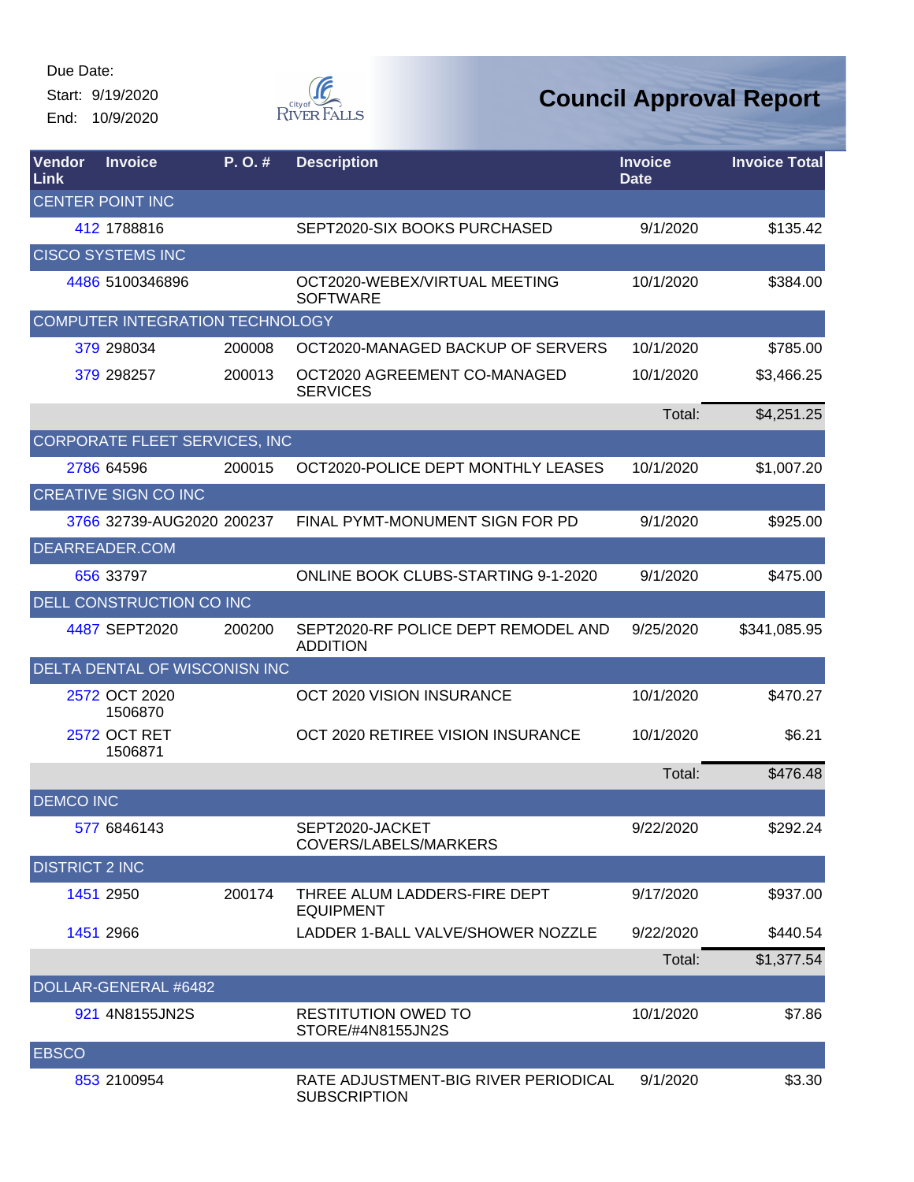Due Date:
Start: 9/19/2020
End: 10/9/2020

# Council Approval Report

| Vendor Link | Invoice | P. O. # | Description | Invoice Date | Invoice Total |
|---|---|---|---|---|---|
| CENTER POINT INC | | | | | |
| 412 | 1788816 | | SEPT2020-SIX BOOKS PURCHASED | 9/1/2020 | $135.42 |
| CISCO SYSTEMS INC | | | | | |
| 4486 | 5100346896 | | OCT2020-WEBEX/VIRTUAL MEETING SOFTWARE | 10/1/2020 | $384.00 |
| COMPUTER INTEGRATION TECHNOLOGY | | | | | |
| 379 | 298034 | 200008 | OCT2020-MANAGED BACKUP OF SERVERS | 10/1/2020 | $785.00 |
| 379 | 298257 | 200013 | OCT2020 AGREEMENT CO-MANAGED SERVICES | 10/1/2020 | $3,466.25 |
| | | | | Total: | $4,251.25 |
| CORPORATE FLEET SERVICES, INC | | | | | |
| 2786 | 64596 | 200015 | OCT2020-POLICE DEPT MONTHLY LEASES | 10/1/2020 | $1,007.20 |
| CREATIVE SIGN CO INC | | | | | |
| 3766 | 32739-AUG2020 | 200237 | FINAL PYMT-MONUMENT SIGN FOR PD | 9/1/2020 | $925.00 |
| DEARREADER.COM | | | | | |
| 656 | 33797 | | ONLINE BOOK CLUBS-STARTING 9-1-2020 | 9/1/2020 | $475.00 |
| DELL CONSTRUCTION CO INC | | | | | |
| 4487 | SEPT2020 | 200200 | SEPT2020-RF POLICE DEPT REMODEL AND ADDITION | 9/25/2020 | $341,085.95 |
| DELTA DENTAL OF WISCONISN INC | | | | | |
| 2572 | OCT 2020 1506870 | | OCT 2020 VISION INSURANCE | 10/1/2020 | $470.27 |
| 2572 | OCT RET 1506871 | | OCT 2020 RETIREE VISION INSURANCE | 10/1/2020 | $6.21 |
| | | | | Total: | $476.48 |
| DEMCO INC | | | | | |
| 577 | 6846143 | | SEPT2020-JACKET COVERS/LABELS/MARKERS | 9/22/2020 | $292.24 |
| DISTRICT 2 INC | | | | | |
| 1451 | 2950 | 200174 | THREE ALUM LADDERS-FIRE DEPT EQUIPMENT | 9/17/2020 | $937.00 |
| 1451 | 2966 | | LADDER 1-BALL VALVE/SHOWER NOZZLE | 9/22/2020 | $440.54 |
| | | | | Total: | $1,377.54 |
| DOLLAR-GENERAL #6482 | | | | | |
| 921 | 4N8155JN2S | | RESTITUTION OWED TO STORE/#4N8155JN2S | 10/1/2020 | $7.86 |
| EBSCO | | | | | |
| 853 | 2100954 | | RATE ADJUSTMENT-BIG RIVER PERIODICAL SUBSCRIPTION | 9/1/2020 | $3.30 |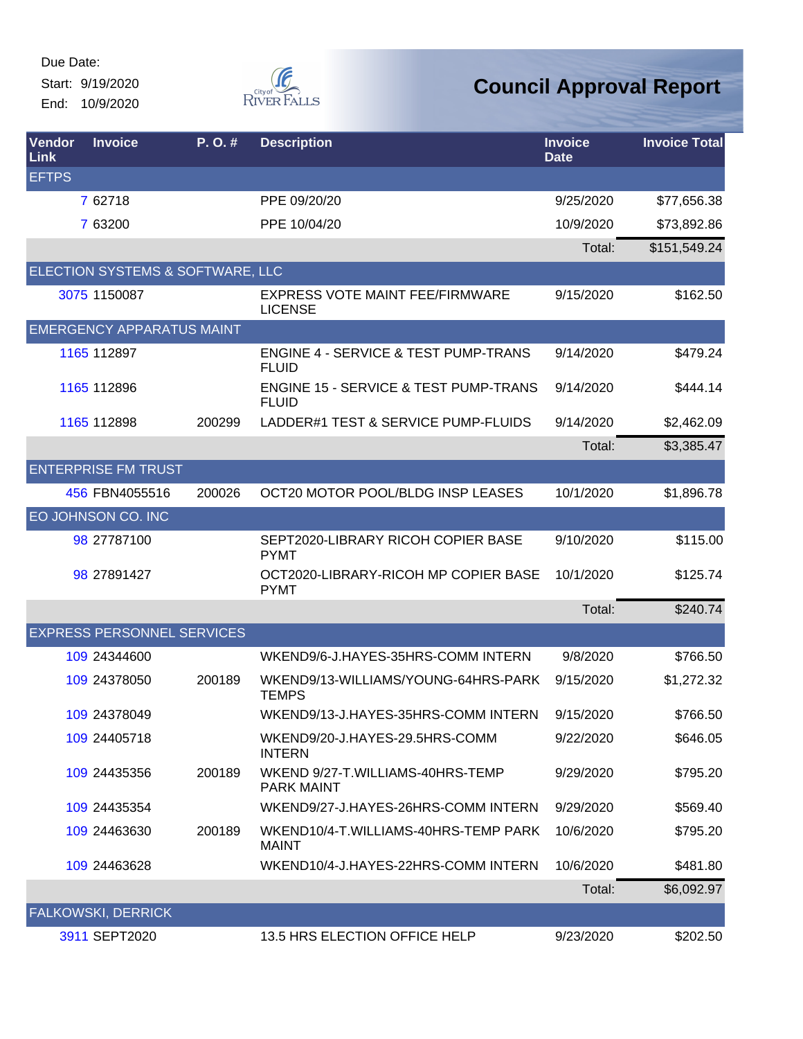Due Date:
Start: 9/19/2020
End: 10/9/2020

# Council Approval Report

| Vendor Link | Invoice | P. O. # | Description | Invoice Date | Invoice Total |
|---|---|---|---|---|---|
| EFTPS | | | | | |
| 7 | 62718 | | PPE 09/20/20 | 9/25/2020 | $77,656.38 |
| 7 | 63200 | | PPE 10/04/20 | 10/9/2020 | $73,892.86 |
| | | | | Total: | $151,549.24 |
| ELECTION SYSTEMS & SOFTWARE, LLC | | | | | |
| 3075 | 1150087 | | EXPRESS VOTE MAINT FEE/FIRMWARE LICENSE | 9/15/2020 | $162.50 |
| EMERGENCY APPARATUS MAINT | | | | | |
| 1165 | 112897 | | ENGINE 4 - SERVICE & TEST PUMP-TRANS FLUID | 9/14/2020 | $479.24 |
| 1165 | 112896 | | ENGINE 15 - SERVICE & TEST PUMP-TRANS FLUID | 9/14/2020 | $444.14 |
| 1165 | 112898 | 200299 | LADDER#1 TEST & SERVICE PUMP-FLUIDS | 9/14/2020 | $2,462.09 |
| | | | | Total: | $3,385.47 |
| ENTERPRISE FM TRUST | | | | | |
| 456 | FBN4055516 | 200026 | OCT20 MOTOR POOL/BLDG INSP LEASES | 10/1/2020 | $1,896.78 |
| EO JOHNSON CO. INC | | | | | |
| 98 | 27787100 | | SEPT2020-LIBRARY RICOH COPIER BASE PYMT | 9/10/2020 | $115.00 |
| 98 | 27891427 | | OCT2020-LIBRARY-RICOH MP COPIER BASE PYMT | 10/1/2020 | $125.74 |
| | | | | Total: | $240.74 |
| EXPRESS PERSONNEL SERVICES | | | | | |
| 109 | 24344600 | | WKEND9/6-J.HAYES-35HRS-COMM INTERN | 9/8/2020 | $766.50 |
| 109 | 24378050 | 200189 | WKEND9/13-WILLIAMS/YOUNG-64HRS-PARK TEMPS | 9/15/2020 | $1,272.32 |
| 109 | 24378049 | | WKEND9/13-J.HAYES-35HRS-COMM INTERN | 9/15/2020 | $766.50 |
| 109 | 24405718 | | WKEND9/20-J.HAYES-29.5HRS-COMM INTERN | 9/22/2020 | $646.05 |
| 109 | 24435356 | 200189 | WKEND 9/27-T.WILLIAMS-40HRS-TEMP PARK MAINT | 9/29/2020 | $795.20 |
| 109 | 24435354 | | WKEND9/27-J.HAYES-26HRS-COMM INTERN | 9/29/2020 | $569.40 |
| 109 | 24463630 | 200189 | WKEND10/4-T.WILLIAMS-40HRS-TEMP PARK MAINT | 10/6/2020 | $795.20 |
| 109 | 24463628 | | WKEND10/4-J.HAYES-22HRS-COMM INTERN | 10/6/2020 | $481.80 |
| | | | | Total: | $6,092.97 |
| FALKOWSKI, DERRICK | | | | | |
| 3911 | SEPT2020 | | 13.5 HRS ELECTION OFFICE HELP | 9/23/2020 | $202.50 |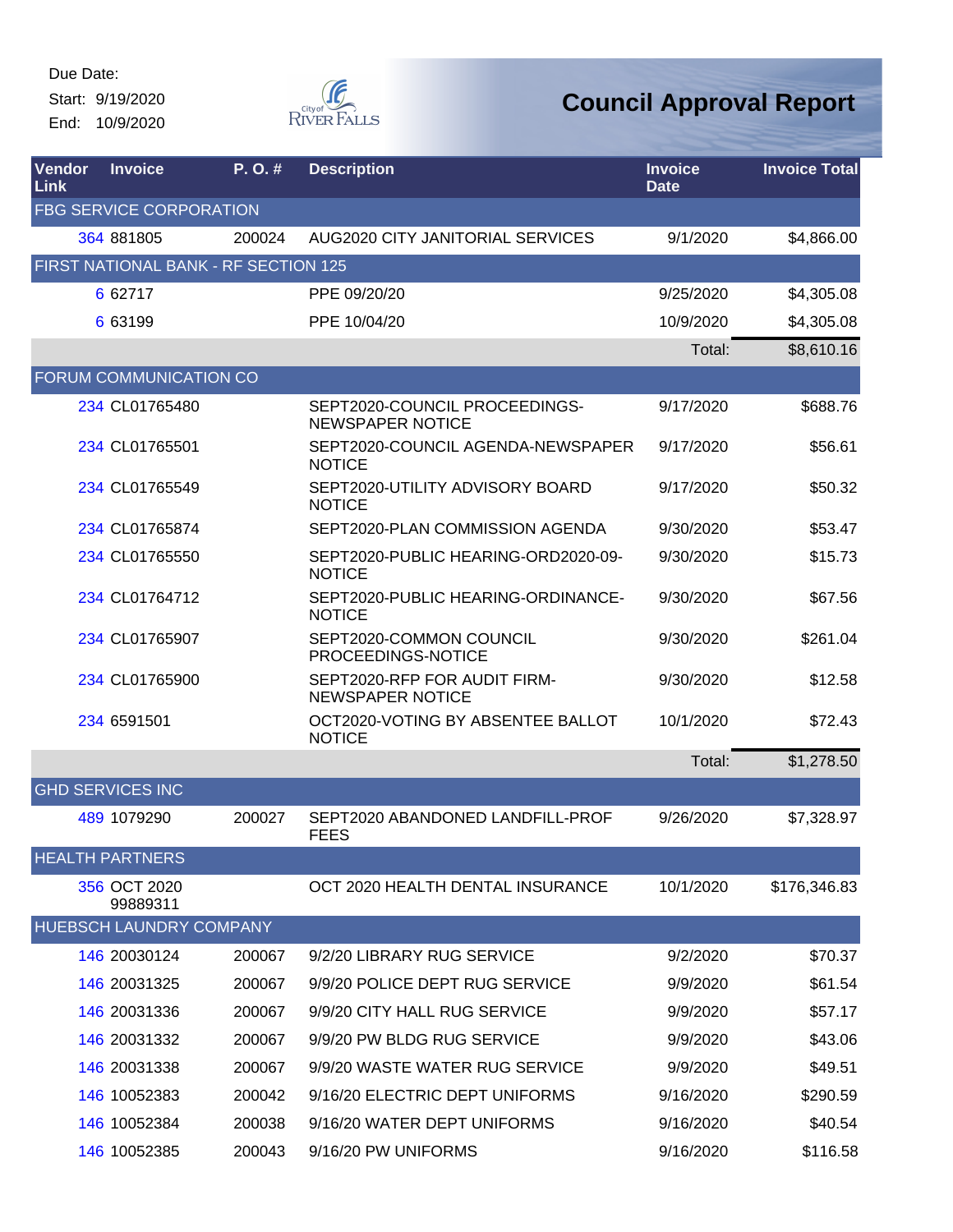Due Date:

Start: 9/19/2020

End: 10/9/2020

# Council Approval Report

| Vendor Link | Invoice | P. O. # | Description | Invoice Date | Invoice Total |
|---|---|---|---|---|---|
| FBG SERVICE CORPORATION | | | | | |
| 364 | 881805 | 200024 | AUG2020 CITY JANITORIAL SERVICES | 9/1/2020 | $4,866.00 |
| FIRST NATIONAL BANK - RF SECTION 125 | | | | | |
| 6 | 62717 | | PPE 09/20/20 | 9/25/2020 | $4,305.08 |
| 6 | 63199 | | PPE 10/04/20 | 10/9/2020 | $4,305.08 |
| | | | | Total: | $8,610.16 |
| FORUM COMMUNICATION CO | | | | | |
| 234 | CL01765480 | | SEPT2020-COUNCIL PROCEEDINGS-NEWSPAPER NOTICE | 9/17/2020 | $688.76 |
| 234 | CL01765501 | | SEPT2020-COUNCIL AGENDA-NEWSPAPER NOTICE | 9/17/2020 | $56.61 |
| 234 | CL01765549 | | SEPT2020-UTILITY ADVISORY BOARD NOTICE | 9/17/2020 | $50.32 |
| 234 | CL01765874 | | SEPT2020-PLAN COMMISSION AGENDA | 9/30/2020 | $53.47 |
| 234 | CL01765550 | | SEPT2020-PUBLIC HEARING-ORD2020-09-NOTICE | 9/30/2020 | $15.73 |
| 234 | CL01764712 | | SEPT2020-PUBLIC HEARING-ORDINANCE-NOTICE | 9/30/2020 | $67.56 |
| 234 | CL01765907 | | SEPT2020-COMMON COUNCIL PROCEEDINGS-NOTICE | 9/30/2020 | $261.04 |
| 234 | CL01765900 | | SEPT2020-RFP FOR AUDIT FIRM-NEWSPAPER NOTICE | 9/30/2020 | $12.58 |
| 234 | 6591501 | | OCT2020-VOTING BY ABSENTEE BALLOT NOTICE | 10/1/2020 | $72.43 |
| | | | | Total: | $1,278.50 |
| GHD SERVICES INC | | | | | |
| 489 | 1079290 | 200027 | SEPT2020 ABANDONED LANDFILL-PROF FEES | 9/26/2020 | $7,328.97 |
| HEALTH PARTNERS | | | | | |
| 356 | OCT 2020 99889311 | | OCT 2020 HEALTH DENTAL INSURANCE | 10/1/2020 | $176,346.83 |
| HUEBSCH LAUNDRY COMPANY | | | | | |
| 146 | 20030124 | 200067 | 9/2/20 LIBRARY RUG SERVICE | 9/2/2020 | $70.37 |
| 146 | 20031325 | 200067 | 9/9/20 POLICE DEPT RUG SERVICE | 9/9/2020 | $61.54 |
| 146 | 20031336 | 200067 | 9/9/20 CITY HALL RUG SERVICE | 9/9/2020 | $57.17 |
| 146 | 20031332 | 200067 | 9/9/20 PW BLDG RUG SERVICE | 9/9/2020 | $43.06 |
| 146 | 20031338 | 200067 | 9/9/20 WASTE WATER RUG SERVICE | 9/9/2020 | $49.51 |
| 146 | 10052383 | 200042 | 9/16/20 ELECTRIC DEPT UNIFORMS | 9/16/2020 | $290.59 |
| 146 | 10052384 | 200038 | 9/16/20 WATER DEPT UNIFORMS | 9/16/2020 | $40.54 |
| 146 | 10052385 | 200043 | 9/16/20 PW UNIFORMS | 9/16/2020 | $116.58 |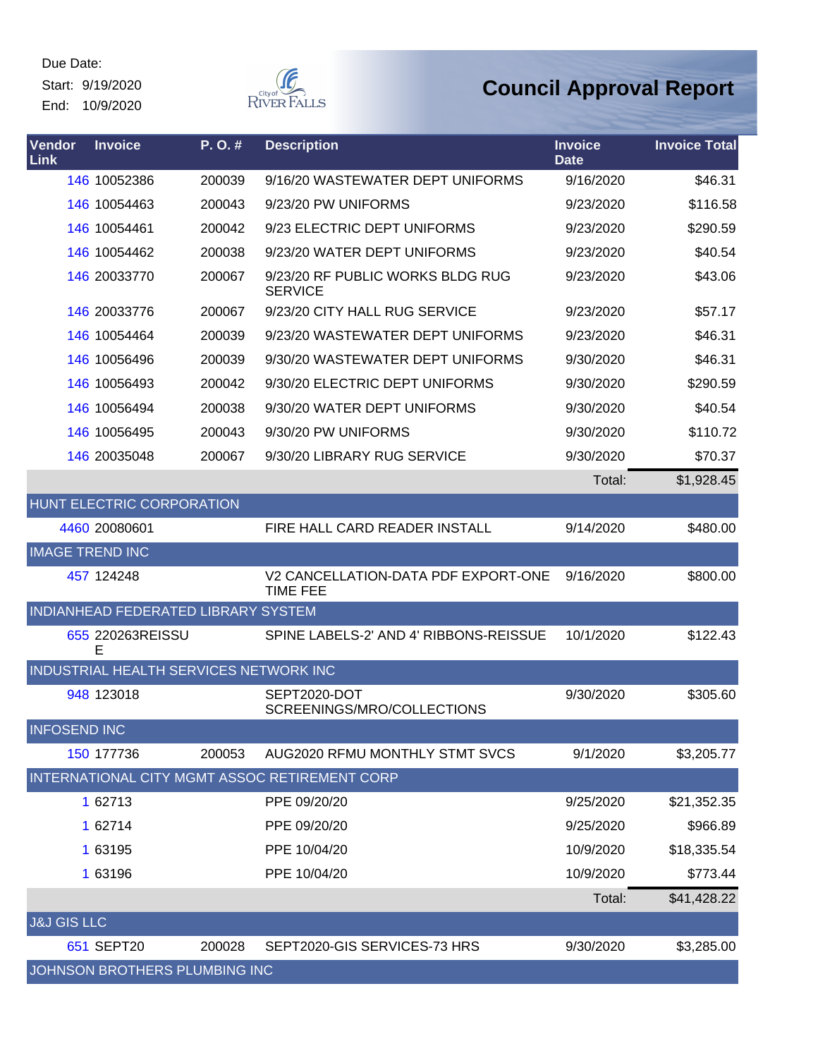Due Date:
Start: 9/19/2020
End: 10/9/2020

# Council Approval Report

| Vendor Link | Invoice | P. O. # | Description | Invoice Date | Invoice Total |
|---|---|---|---|---|---|
| 146 | 10052386 | 200039 | 9/16/20 WASTEWATER DEPT UNIFORMS | 9/16/2020 | $46.31 |
| 146 | 10054463 | 200043 | 9/23/20 PW UNIFORMS | 9/23/2020 | $116.58 |
| 146 | 10054461 | 200042 | 9/23 ELECTRIC DEPT UNIFORMS | 9/23/2020 | $290.59 |
| 146 | 10054462 | 200038 | 9/23/20 WATER DEPT UNIFORMS | 9/23/2020 | $40.54 |
| 146 | 20033770 | 200067 | 9/23/20 RF PUBLIC WORKS BLDG RUG SERVICE | 9/23/2020 | $43.06 |
| 146 | 20033776 | 200067 | 9/23/20 CITY HALL RUG SERVICE | 9/23/2020 | $57.17 |
| 146 | 10054464 | 200039 | 9/23/20 WASTEWATER DEPT UNIFORMS | 9/23/2020 | $46.31 |
| 146 | 10056496 | 200039 | 9/30/20 WASTEWATER DEPT UNIFORMS | 9/30/2020 | $46.31 |
| 146 | 10056493 | 200042 | 9/30/20 ELECTRIC DEPT UNIFORMS | 9/30/2020 | $290.59 |
| 146 | 10056494 | 200038 | 9/30/20 WATER DEPT UNIFORMS | 9/30/2020 | $40.54 |
| 146 | 10056495 | 200043 | 9/30/20 PW UNIFORMS | 9/30/2020 | $110.72 |
| 146 | 20035048 | 200067 | 9/30/20 LIBRARY RUG SERVICE | 9/30/2020 | $70.37 |
| | | | | Total: | $1,928.45 |
| HUNT ELECTRIC CORPORATION | | | | | |
| 4460 | 20080601 | | FIRE HALL CARD READER INSTALL | 9/14/2020 | $480.00 |
| IMAGE TREND INC | | | | | |
| 457 | 124248 | | V2 CANCELLATION-DATA PDF EXPORT-ONE TIME FEE | 9/16/2020 | $800.00 |
| INDIANHEAD FEDERATED LIBRARY SYSTEM | | | | | |
| 655 | 220263REISSUE | | SPINE LABELS-2' AND 4' RIBBONS-REISSUE | 10/1/2020 | $122.43 |
| INDUSTRIAL HEALTH SERVICES NETWORK INC | | | | | |
| 948 | 123018 | | SEPT2020-DOT SCREENINGS/MRO/COLLECTIONS | 9/30/2020 | $305.60 |
| INFOSEND INC | | | | | |
| 150 | 177736 | 200053 | AUG2020 RFMU MONTHLY STMT SVCS | 9/1/2020 | $3,205.77 |
| INTERNATIONAL CITY MGMT ASSOC RETIREMENT CORP | | | | | |
| 1 | 62713 | | PPE 09/20/20 | 9/25/2020 | $21,352.35 |
| 1 | 62714 | | PPE 09/20/20 | 9/25/2020 | $966.89 |
| 1 | 63195 | | PPE 10/04/20 | 10/9/2020 | $18,335.54 |
| 1 | 63196 | | PPE 10/04/20 | 10/9/2020 | $773.44 |
| | | | | Total: | $41,428.22 |
| J&J GIS LLC | | | | | |
| 651 | SEPT20 | 200028 | SEPT2020-GIS SERVICES-73 HRS | 9/30/2020 | $3,285.00 |
| JOHNSON BROTHERS PLUMBING INC | | | | | |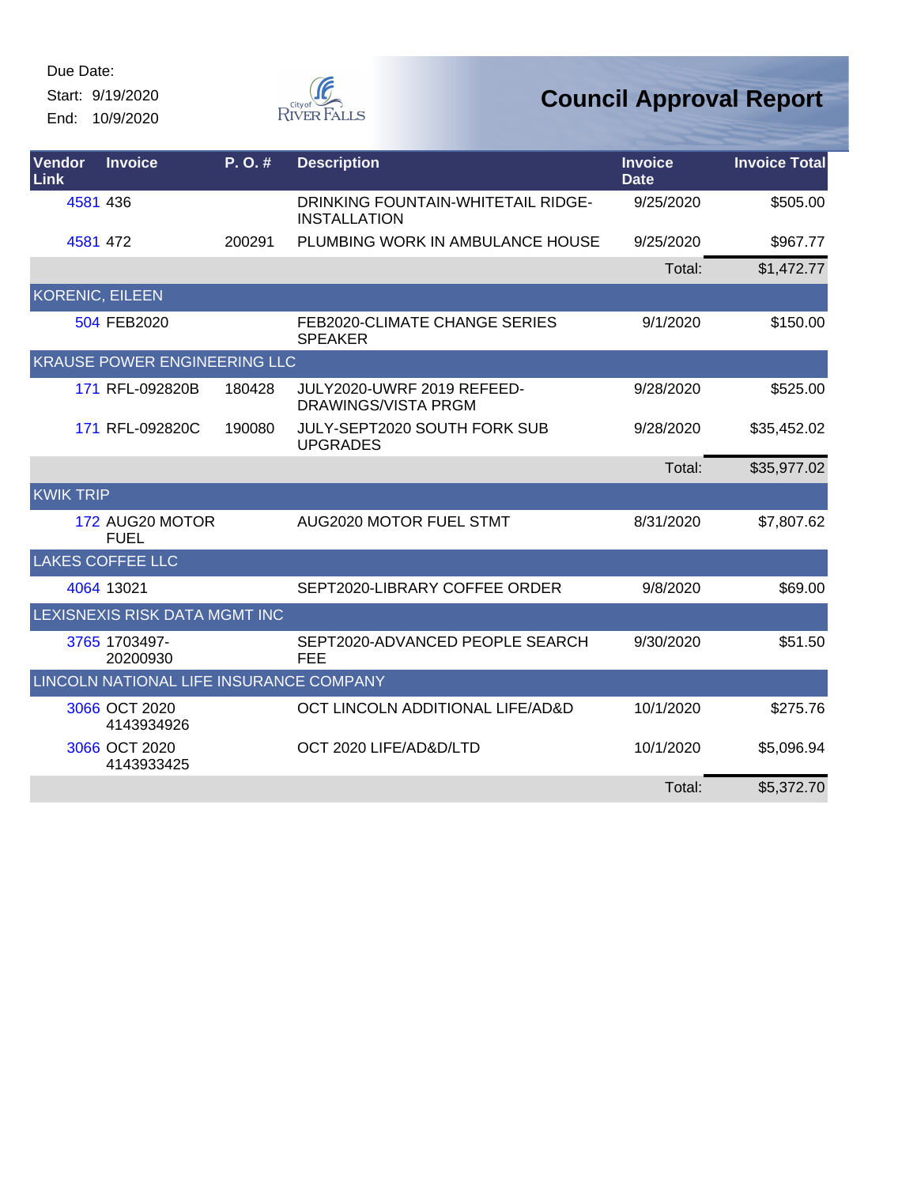Due Date:

Start: 9/19/2020

End: 10/9/2020

# Council Approval Report

| Vendor Link | Invoice | P. O. # | Description | Invoice Date | Invoice Total |
|---|---|---|---|---|---|
| 4581 | 436 | | DRINKING FOUNTAIN-WHITETAIL RIDGE-INSTALLATION | 9/25/2020 | $505.00 |
| 4581 | 472 | 200291 | PLUMBING WORK IN AMBULANCE HOUSE | 9/25/2020 | $967.77 |
| | | | | Total: | $1,472.77 |
| KORENIC, EILEEN | | | | | |
| 504 | FEB2020 | | FEB2020-CLIMATE CHANGE SERIES SPEAKER | 9/1/2020 | $150.00 |
| KRAUSE POWER ENGINEERING LLC | | | | | |
| 171 | RFL-092820B | 180428 | JULY2020-UWRF 2019 REFEED-DRAWINGS/VISTA PRGM | 9/28/2020 | $525.00 |
| 171 | RFL-092820C | 190080 | JULY-SEPT2020 SOUTH FORK SUB UPGRADES | 9/28/2020 | $35,452.02 |
| | | | | Total: | $35,977.02 |
| KWIK TRIP | | | | | |
| 172 | AUG20 MOTOR FUEL | | AUG2020 MOTOR FUEL STMT | 8/31/2020 | $7,807.62 |
| LAKES COFFEE LLC | | | | | |
| 4064 | 13021 | | SEPT2020-LIBRARY COFFEE ORDER | 9/8/2020 | $69.00 |
| LEXISNEXIS RISK DATA MGMT INC | | | | | |
| 3765 | 1703497-20200930 | | SEPT2020-ADVANCED PEOPLE SEARCH FEE | 9/30/2020 | $51.50 |
| LINCOLN NATIONAL LIFE INSURANCE COMPANY | | | | | |
| 3066 | OCT 2020 4143934926 | | OCT LINCOLN ADDITIONAL LIFE/AD&D | 10/1/2020 | $275.76 |
| 3066 | OCT 2020 4143933425 | | OCT 2020 LIFE/AD&D/LTD | 10/1/2020 | $5,096.94 |
| | | | | Total: | $5,372.70 |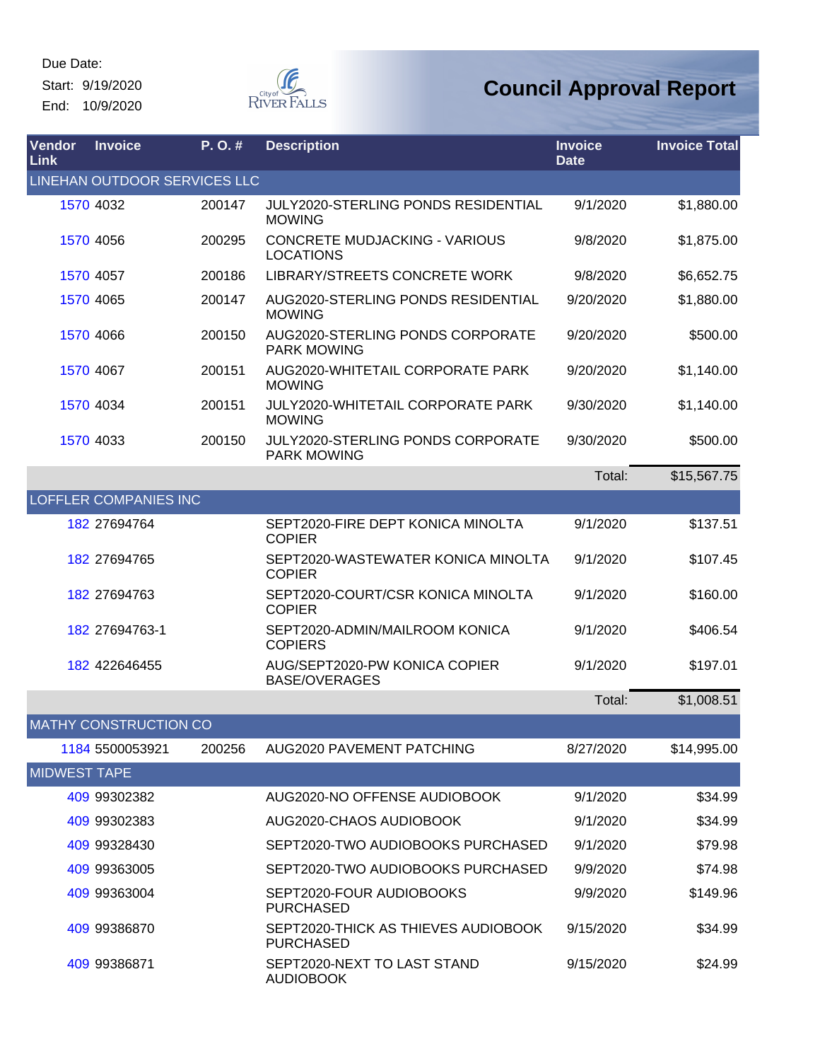Due Date:

Start: 9/19/2020

End: 10/9/2020

# Council Approval Report

| Vendor Link | Invoice | P. O. # | Description | Invoice Date | Invoice Total |
|---|---|---|---|---|---|
| LINEHAN OUTDOOR SERVICES LLC | | | | | |
| 1570 | 4032 | 200147 | JULY2020-STERLING PONDS RESIDENTIAL MOWING | 9/1/2020 | $1,880.00 |
| 1570 | 4056 | 200295 | CONCRETE MUDJACKING - VARIOUS LOCATIONS | 9/8/2020 | $1,875.00 |
| 1570 | 4057 | 200186 | LIBRARY/STREETS CONCRETE WORK | 9/8/2020 | $6,652.75 |
| 1570 | 4065 | 200147 | AUG2020-STERLING PONDS RESIDENTIAL MOWING | 9/20/2020 | $1,880.00 |
| 1570 | 4066 | 200150 | AUG2020-STERLING PONDS CORPORATE PARK MOWING | 9/20/2020 | $500.00 |
| 1570 | 4067 | 200151 | AUG2020-WHITETAIL CORPORATE PARK MOWING | 9/20/2020 | $1,140.00 |
| 1570 | 4034 | 200151 | JULY2020-WHITETAIL CORPORATE PARK MOWING | 9/30/2020 | $1,140.00 |
| 1570 | 4033 | 200150 | JULY2020-STERLING PONDS CORPORATE PARK MOWING | 9/30/2020 | $500.00 |
| | | | | Total: | $15,567.75 |
| LOFFLER COMPANIES INC | | | | | |
| 182 | 27694764 | | SEPT2020-FIRE DEPT KONICA MINOLTA COPIER | 9/1/2020 | $137.51 |
| 182 | 27694765 | | SEPT2020-WASTEWATER KONICA MINOLTA COPIER | 9/1/2020 | $107.45 |
| 182 | 27694763 | | SEPT2020-COURT/CSR KONICA MINOLTA COPIER | 9/1/2020 | $160.00 |
| 182 | 27694763-1 | | SEPT2020-ADMIN/MAILROOM KONICA COPIERS | 9/1/2020 | $406.54 |
| 182 | 422646455 | | AUG/SEPT2020-PW KONICA COPIER BASE/OVERAGES | 9/1/2020 | $197.01 |
| | | | | Total: | $1,008.51 |
| MATHY CONSTRUCTION CO | | | | | |
| 1184 | 5500053921 | 200256 | AUG2020 PAVEMENT PATCHING | 8/27/2020 | $14,995.00 |
| MIDWEST TAPE | | | | | |
| 409 | 99302382 | | AUG2020-NO OFFENSE AUDIOBOOK | 9/1/2020 | $34.99 |
| 409 | 99302383 | | AUG2020-CHAOS AUDIOBOOK | 9/1/2020 | $34.99 |
| 409 | 99328430 | | SEPT2020-TWO AUDIOBOOKS PURCHASED | 9/1/2020 | $79.98 |
| 409 | 99363005 | | SEPT2020-TWO AUDIOBOOKS PURCHASED | 9/9/2020 | $74.98 |
| 409 | 99363004 | | SEPT2020-FOUR AUDIOBOOKS PURCHASED | 9/9/2020 | $149.96 |
| 409 | 99386870 | | SEPT2020-THICK AS THIEVES AUDIOBOOK PURCHASED | 9/15/2020 | $34.99 |
| 409 | 99386871 | | SEPT2020-NEXT TO LAST STAND AUDIOBOOK | 9/15/2020 | $24.99 |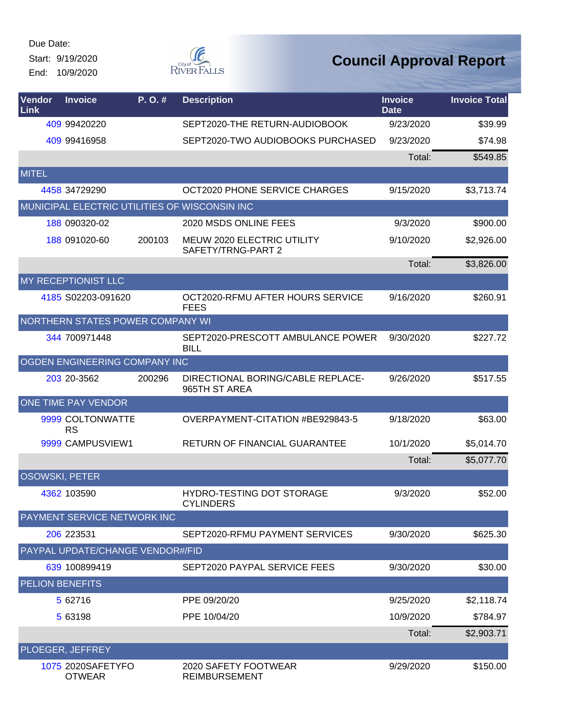Due Date:
Start: 9/19/2020
End: 10/9/2020

# Council Approval Report

| Vendor Link | Invoice | P. O. # | Description | Invoice Date | Invoice Total |
|---|---|---|---|---|---|
| 409 | 99420220 | | SEPT2020-THE RETURN-AUDIOBOOK | 9/23/2020 | $39.99 |
| 409 | 99416958 | | SEPT2020-TWO AUDIOBOOKS PURCHASED | 9/23/2020 | $74.98 |
| | | | | Total: | $549.85 |
| MITEL | | | | | |
| 4458 | 34729290 | | OCT2020 PHONE SERVICE CHARGES | 9/15/2020 | $3,713.74 |
| MUNICIPAL ELECTRIC UTILITIES OF WISCONSIN INC | | | | | |
| 188 | 090320-02 | | 2020 MSDS ONLINE FEES | 9/3/2020 | $900.00 |
| 188 | 091020-60 | 200103 | MEUW 2020 ELECTRIC UTILITY SAFETY/TRNG-PART 2 | 9/10/2020 | $2,926.00 |
| | | | | Total: | $3,826.00 |
| MY RECEPTIONIST LLC | | | | | |
| 4185 | S02203-091620 | | OCT2020-RFMU AFTER HOURS SERVICE FEES | 9/16/2020 | $260.91 |
| NORTHERN STATES POWER COMPANY WI | | | | | |
| 344 | 700971448 | | SEPT2020-PRESCOTT AMBULANCE POWER BILL | 9/30/2020 | $227.72 |
| OGDEN ENGINEERING COMPANY INC | | | | | |
| 203 | 20-3562 | 200296 | DIRECTIONAL BORING/CABLE REPLACE-965TH ST AREA | 9/26/2020 | $517.55 |
| ONE TIME PAY VENDOR | | | | | |
| 9999 | COLTONWATTERS | | OVERPAYMENT-CITATION #BE929843-5 | 9/18/2020 | $63.00 |
| 9999 | CAMPUSVIEW1 | | RETURN OF FINANCIAL GUARANTEE | 10/1/2020 | $5,014.70 |
| | | | | Total: | $5,077.70 |
| OSOWSKI, PETER | | | | | |
| 4362 | 103590 | | HYDRO-TESTING DOT STORAGE CYLINDERS | 9/3/2020 | $52.00 |
| PAYMENT SERVICE NETWORK INC | | | | | |
| 206 | 223531 | | SEPT2020-RFMU PAYMENT SERVICES | 9/30/2020 | $625.30 |
| PAYPAL UPDATE/CHANGE VENDOR#/FID | | | | | |
| 639 | 100899419 | | SEPT2020 PAYPAL SERVICE FEES | 9/30/2020 | $30.00 |
| PELION BENEFITS | | | | | |
| 5 | 62716 | | PPE 09/20/20 | 9/25/2020 | $2,118.74 |
| 5 | 63198 | | PPE 10/04/20 | 10/9/2020 | $784.97 |
| | | | | Total: | $2,903.71 |
| PLOEGER, JEFFREY | | | | | |
| 1075 | 2020SAFETYFOOTWEAR | | 2020 SAFETY FOOTWEAR REIMBURSEMENT | 9/29/2020 | $150.00 |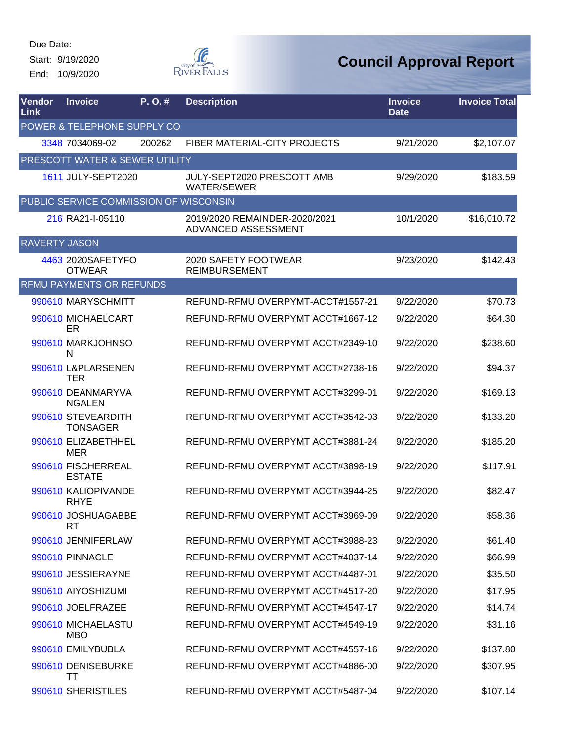Due Date:

Start: 9/19/2020

End: 10/9/2020

# Council Approval Report

| Vendor Link | Invoice | P. O. # | Description | Invoice Date | Invoice Total |
|---|---|---|---|---|---|
| POWER & TELEPHONE SUPPLY CO | | | | | |
| 3348 | 7034069-02 | 200262 | FIBER MATERIAL-CITY PROJECTS | 9/21/2020 | $2,107.07 |
| PRESCOTT WATER & SEWER UTILITY | | | | | |
| 1611 | JULY-SEPT2020 | | JULY-SEPT2020 PRESCOTT AMB WATER/SEWER | 9/29/2020 | $183.59 |
| PUBLIC SERVICE COMMISSION OF WISCONSIN | | | | | |
| 216 | RA21-I-05110 | | 2019/2020 REMAINDER-2020/2021 ADVANCED ASSESSMENT | 10/1/2020 | $16,010.72 |
| RAVERTY JASON | | | | | |
| 4463 | 2020SAFETYFOOTWEAR | | 2020 SAFETY FOOTWEAR REIMBURSEMENT | 9/23/2020 | $142.43 |
| RFMU PAYMENTS OR REFUNDS | | | | | |
| 990610 | MARYSCHMITT | | REFUND-RFMU OVERPYMT-ACCT#1557-21 | 9/22/2020 | $70.73 |
| 990610 | MICHAELCARTER | | REFUND-RFMU OVERPYMT ACCT#1667-12 | 9/22/2020 | $64.30 |
| 990610 | MARKJOHNSON | | REFUND-RFMU OVERPYMT ACCT#2349-10 | 9/22/2020 | $238.60 |
| 990610 | L&PLARSENENTER | | REFUND-RFMU OVERPYMT ACCT#2738-16 | 9/22/2020 | $94.37 |
| 990610 | DEANMARYVANGALEN | | REFUND-RFMU OVERPYMT ACCT#3299-01 | 9/22/2020 | $169.13 |
| 990610 | STEVEARDITHTONSAGER | | REFUND-RFMU OVERPYMT ACCT#3542-03 | 9/22/2020 | $133.20 |
| 990610 | ELIZABETHHELMER | | REFUND-RFMU OVERPYMT ACCT#3881-24 | 9/22/2020 | $185.20 |
| 990610 | FISCHERREALESTATE | | REFUND-RFMU OVERPYMT ACCT#3898-19 | 9/22/2020 | $117.91 |
| 990610 | KALIOPIVANDERHYE | | REFUND-RFMU OVERPYMT ACCT#3944-25 | 9/22/2020 | $82.47 |
| 990610 | JOSHUAGABBERT | | REFUND-RFMU OVERPYMT ACCT#3969-09 | 9/22/2020 | $58.36 |
| 990610 | JENNIFERLAW | | REFUND-RFMU OVERPYMT ACCT#3988-23 | 9/22/2020 | $61.40 |
| 990610 | PINNACLE | | REFUND-RFMU OVERPYMT ACCT#4037-14 | 9/22/2020 | $66.99 |
| 990610 | JESSIERAYNE | | REFUND-RFMU OVERPYMT ACCT#4487-01 | 9/22/2020 | $35.50 |
| 990610 | AIYOSHIZUMI | | REFUND-RFMU OVERPYMT ACCT#4517-20 | 9/22/2020 | $17.95 |
| 990610 | JOELFRAZEE | | REFUND-RFMU OVERPYMT ACCT#4547-17 | 9/22/2020 | $14.74 |
| 990610 | MICHAELASTUMBO | | REFUND-RFMU OVERPYMT ACCT#4549-19 | 9/22/2020 | $31.16 |
| 990610 | EMILYBUBLA | | REFUND-RFMU OVERPYMT ACCT#4557-16 | 9/22/2020 | $137.80 |
| 990610 | DENISEBURKETT | | REFUND-RFMU OVERPYMT ACCT#4886-00 | 9/22/2020 | $307.95 |
| 990610 | SHERISTILES | | REFUND-RFMU OVERPYMT ACCT#5487-04 | 9/22/2020 | $107.14 |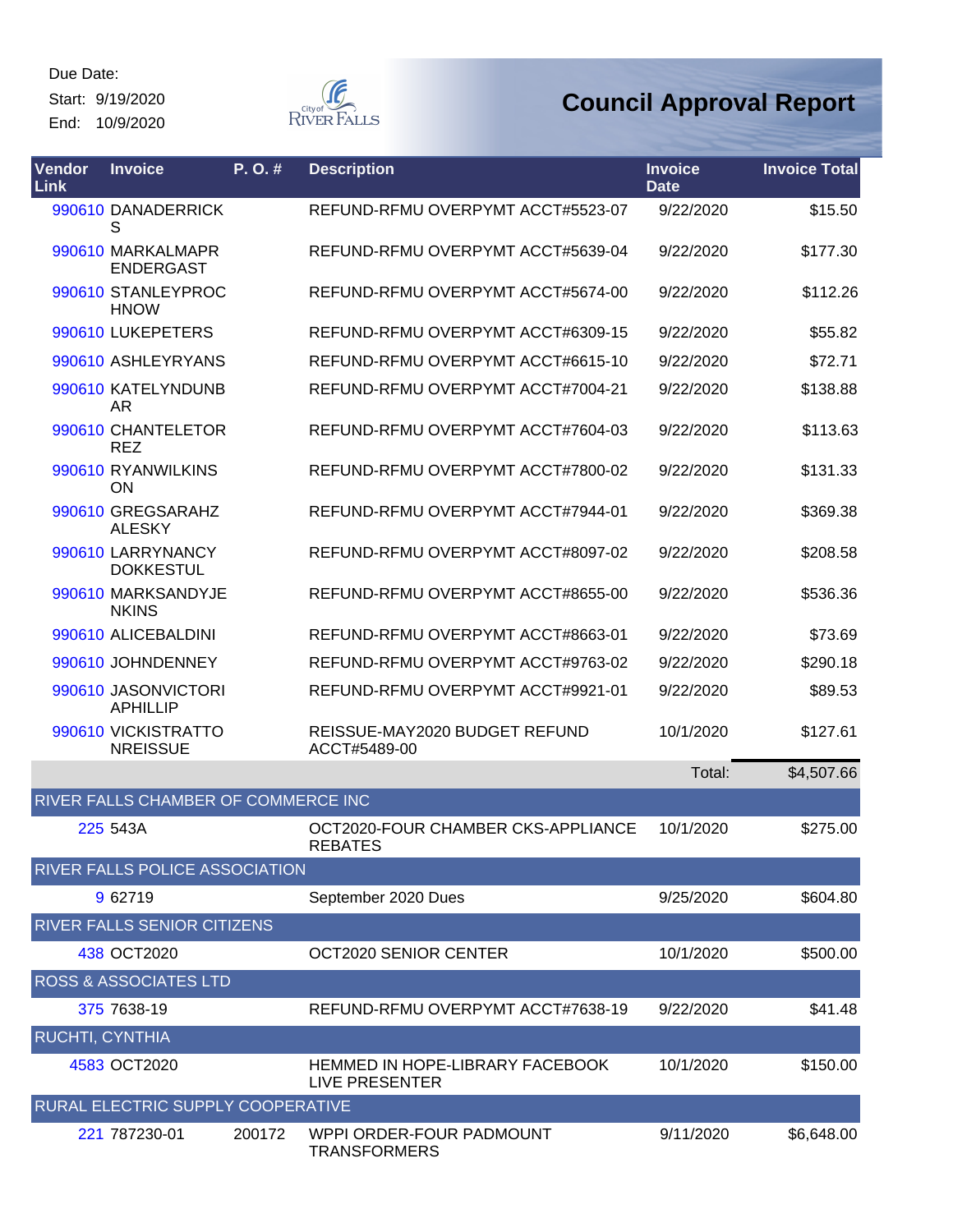Due Date:

Start: 9/19/2020

End: 10/9/2020

# Council Approval Report

| Vendor Link | Invoice | P. O. # | Description | Invoice Date | Invoice Total |
|---|---|---|---|---|---|
| 990610 | DANADERRICKS | | REFUND-RFMU OVERPYMT ACCT#5523-07 | 9/22/2020 | $15.50 |
| 990610 | MARKALMAPRENDERGAST | | REFUND-RFMU OVERPYMT ACCT#5639-04 | 9/22/2020 | $177.30 |
| 990610 | STANLEYPROCHNOW | | REFUND-RFMU OVERPYMT ACCT#5674-00 | 9/22/2020 | $112.26 |
| 990610 | LUKEPETERS | | REFUND-RFMU OVERPYMT ACCT#6309-15 | 9/22/2020 | $55.82 |
| 990610 | ASHLEYRYANS | | REFUND-RFMU OVERPYMT ACCT#6615-10 | 9/22/2020 | $72.71 |
| 990610 | KATELYNDUNBAR | | REFUND-RFMU OVERPYMT ACCT#7004-21 | 9/22/2020 | $138.88 |
| 990610 | CHANTELETOREZ | | REFUND-RFMU OVERPYMT ACCT#7604-03 | 9/22/2020 | $113.63 |
| 990610 | RYANWILKINSON | | REFUND-RFMU OVERPYMT ACCT#7800-02 | 9/22/2020 | $131.33 |
| 990610 | GREGSARAHZALESKY | | REFUND-RFMU OVERPYMT ACCT#7944-01 | 9/22/2020 | $369.38 |
| 990610 | LARRYNANCYDOKKESTUL | | REFUND-RFMU OVERPYMT ACCT#8097-02 | 9/22/2020 | $208.58 |
| 990610 | MARKSANDYJENKINS | | REFUND-RFMU OVERPYMT ACCT#8655-00 | 9/22/2020 | $536.36 |
| 990610 | ALICEBALDINI | | REFUND-RFMU OVERPYMT ACCT#8663-01 | 9/22/2020 | $73.69 |
| 990610 | JOHNDENNEY | | REFUND-RFMU OVERPYMT ACCT#9763-02 | 9/22/2020 | $290.18 |
| 990610 | JASONVICTORIAPHILLIP | | REFUND-RFMU OVERPYMT ACCT#9921-01 | 9/22/2020 | $89.53 |
| 990610 | VICKISTRATTONREISSUE | | REISSUE-MAY2020 BUDGET REFUND ACCT#5489-00 | 10/1/2020 | $127.61 |
| | | | | Total: | $4,507.66 |
| RIVER FALLS CHAMBER OF COMMERCE INC | | | | | |
| 225 | 543A | | OCT2020-FOUR CHAMBER CKS-APPLIANCE REBATES | 10/1/2020 | $275.00 |
| RIVER FALLS POLICE ASSOCIATION | | | | | |
| 9 | 62719 | | September 2020 Dues | 9/25/2020 | $604.80 |
| RIVER FALLS SENIOR CITIZENS | | | | | |
| 438 | OCT2020 | | OCT2020 SENIOR CENTER | 10/1/2020 | $500.00 |
| ROSS & ASSOCIATES LTD | | | | | |
| 375 | 7638-19 | | REFUND-RFMU OVERPYMT ACCT#7638-19 | 9/22/2020 | $41.48 |
| RUCHTI, CYNTHIA | | | | | |
| 4583 | OCT2020 | | HEMMED IN HOPE-LIBRARY FACEBOOK LIVE PRESENTER | 10/1/2020 | $150.00 |
| RURAL ELECTRIC SUPPLY COOPERATIVE | | | | | |
| 221 | 787230-01 | 200172 | WPPI ORDER-FOUR PADMOUNT TRANSFORMERS | 9/11/2020 | $6,648.00 |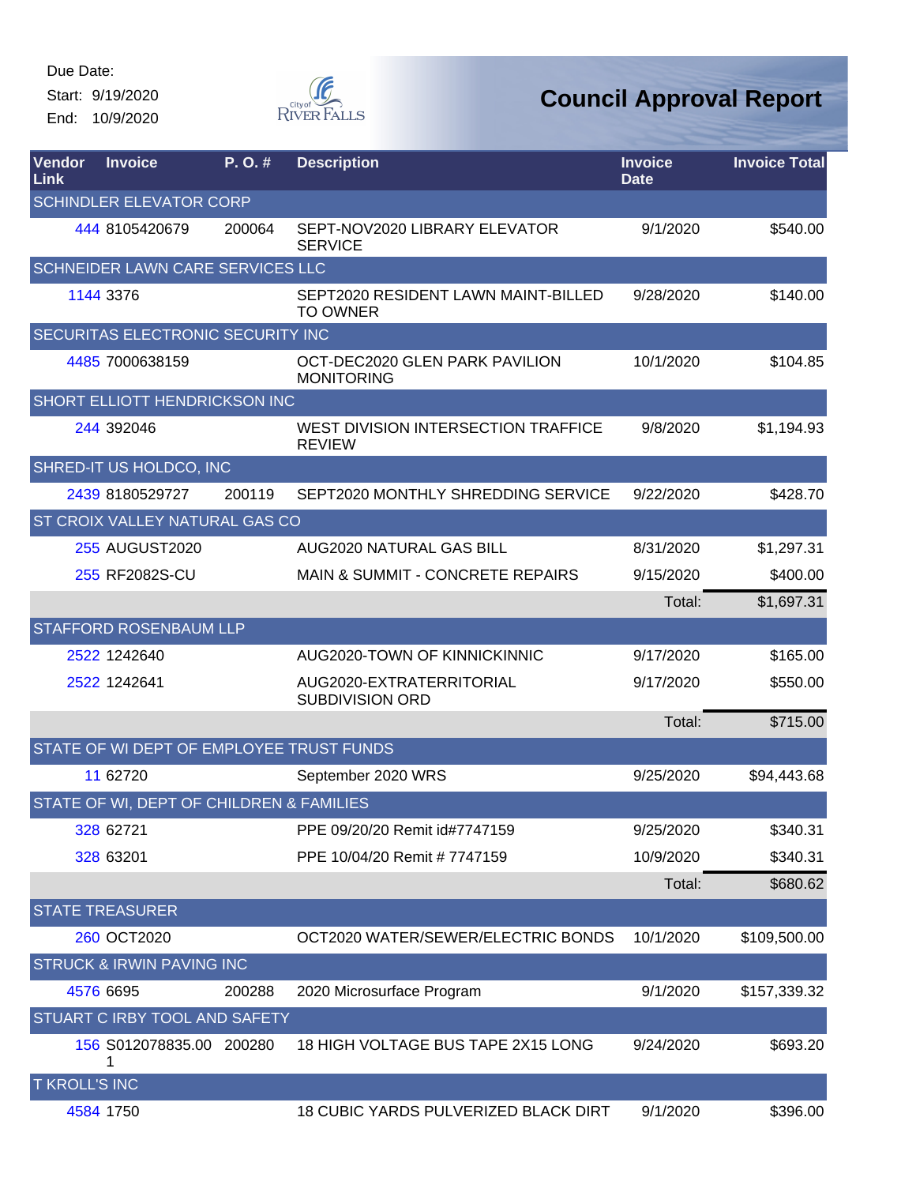Due Date:
Start: 9/19/2020
End: 10/9/2020

# Council Approval Report

| Vendor Link | Invoice | P. O. # | Description | Invoice Date | Invoice Total |
|---|---|---|---|---|---|
| SCHINDLER ELEVATOR CORP | | | | | |
| 444 | 8105420679 | 200064 | SEPT-NOV2020 LIBRARY ELEVATOR SERVICE | 9/1/2020 | $540.00 |
| SCHNEIDER LAWN CARE SERVICES LLC | | | | | |
| 1144 | 3376 | | SEPT2020 RESIDENT LAWN MAINT-BILLED TO OWNER | 9/28/2020 | $140.00 |
| SECURITAS ELECTRONIC SECURITY INC | | | | | |
| 4485 | 7000638159 | | OCT-DEC2020 GLEN PARK PAVILION MONITORING | 10/1/2020 | $104.85 |
| SHORT ELLIOTT HENDRICKSON INC | | | | | |
| 244 | 392046 | | WEST DIVISION INTERSECTION TRAFFICE REVIEW | 9/8/2020 | $1,194.93 |
| SHRED-IT US HOLDCO, INC | | | | | |
| 2439 | 8180529727 | 200119 | SEPT2020 MONTHLY SHREDDING SERVICE | 9/22/2020 | $428.70 |
| ST CROIX VALLEY NATURAL GAS CO | | | | | |
| 255 | AUGUST2020 | | AUG2020 NATURAL GAS BILL | 8/31/2020 | $1,297.31 |
| 255 | RF2082S-CU | | MAIN & SUMMIT - CONCRETE REPAIRS | 9/15/2020 | $400.00 |
| | | | | Total: | $1,697.31 |
| STAFFORD ROSENBAUM LLP | | | | | |
| 2522 | 1242640 | | AUG2020-TOWN OF KINNICKINNIC | 9/17/2020 | $165.00 |
| 2522 | 1242641 | | AUG2020-EXTRATERRITORIAL SUBDIVISION ORD | 9/17/2020 | $550.00 |
| | | | | Total: | $715.00 |
| STATE OF WI DEPT OF EMPLOYEE TRUST FUNDS | | | | | |
| 11 | 62720 | | September 2020 WRS | 9/25/2020 | $94,443.68 |
| STATE OF WI, DEPT OF CHILDREN & FAMILIES | | | | | |
| 328 | 62721 | | PPE 09/20/20 Remit id#7747159 | 9/25/2020 | $340.31 |
| 328 | 63201 | | PPE 10/04/20 Remit # 7747159 | 10/9/2020 | $340.31 |
| | | | | Total: | $680.62 |
| STATE TREASURER | | | | | |
| 260 | OCT2020 | | OCT2020 WATER/SEWER/ELECTRIC BONDS | 10/1/2020 | $109,500.00 |
| STRUCK & IRWIN PAVING INC | | | | | |
| 4576 | 6695 | 200288 | 2020 Microsurface Program | 9/1/2020 | $157,339.32 |
| STUART C IRBY TOOL AND SAFETY | | | | | |
| 156 | S012078835.001 | 200280 | 18 HIGH VOLTAGE BUS TAPE 2X15 LONG | 9/24/2020 | $693.20 |
| T KROLL'S INC | | | | | |
| 4584 | 1750 | | 18 CUBIC YARDS PULVERIZED BLACK DIRT | 9/1/2020 | $396.00 |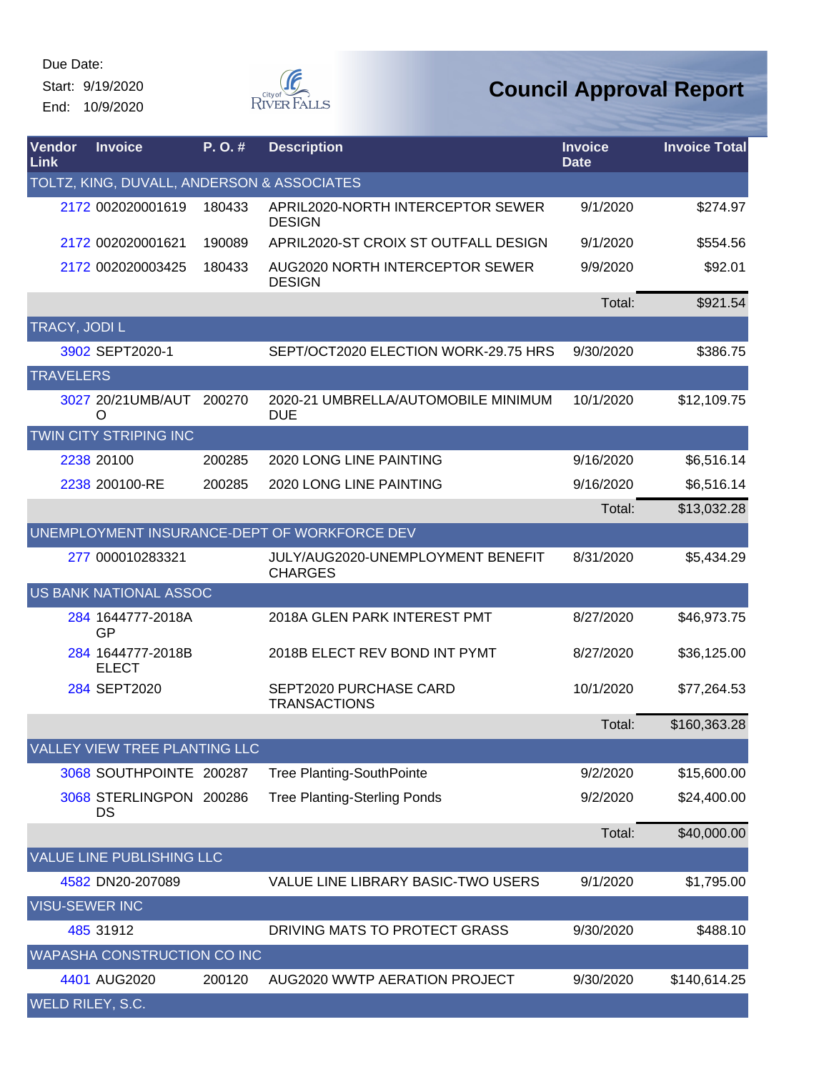Due Date:
Start: 9/19/2020
End: 10/9/2020

# Council Approval Report

| Vendor Link | Invoice | P. O. # | Description | Invoice Date | Invoice Total |
|---|---|---|---|---|---|
| TOLTZ, KING, DUVALL, ANDERSON & ASSOCIATES | | | | | |
| 2172 | 002020001619 | 180433 | APRIL2020-NORTH INTERCEPTOR SEWER DESIGN | 9/1/2020 | $274.97 |
| 2172 | 002020001621 | 190089 | APRIL2020-ST CROIX ST OUTFALL DESIGN | 9/1/2020 | $554.56 |
| 2172 | 002020003425 | 180433 | AUG2020 NORTH INTERCEPTOR SEWER DESIGN | 9/9/2020 | $92.01 |
| | | | | Total: | $921.54 |
| TRACY, JODI L | | | | | |
| 3902 | SEPT2020-1 | | SEPT/OCT2020 ELECTION WORK-29.75 HRS | 9/30/2020 | $386.75 |
| TRAVELERS | | | | | |
| 3027 | 20/21UMB/AUTO | 200270 | 2020-21 UMBRELLA/AUTOMOBILE MINIMUM DUE | 10/1/2020 | $12,109.75 |
| TWIN CITY STRIPING INC | | | | | |
| 2238 | 20100 | 200285 | 2020 LONG LINE PAINTING | 9/16/2020 | $6,516.14 |
| 2238 | 200100-RE | 200285 | 2020 LONG LINE PAINTING | 9/16/2020 | $6,516.14 |
| | | | | Total: | $13,032.28 |
| UNEMPLOYMENT INSURANCE-DEPT OF WORKFORCE DEV | | | | | |
| 277 | 000010283321 | | JULY/AUG2020-UNEMPLOYMENT BENEFIT CHARGES | 8/31/2020 | $5,434.29 |
| US BANK NATIONAL ASSOC | | | | | |
| 284 | 1644777-2018A GP | | 2018A GLEN PARK INTEREST PMT | 8/27/2020 | $46,973.75 |
| 284 | 1644777-2018B ELECT | | 2018B ELECT REV BOND INT PYMT | 8/27/2020 | $36,125.00 |
| 284 | SEPT2020 | | SEPT2020 PURCHASE CARD TRANSACTIONS | 10/1/2020 | $77,264.53 |
| | | | | Total: | $160,363.28 |
| VALLEY VIEW TREE PLANTING LLC | | | | | |
| 3068 | SOUTHPOINTE | 200287 | Tree Planting-SouthPointe | 9/2/2020 | $15,600.00 |
| 3068 | STERLINGPONDS | 200286 | Tree Planting-Sterling Ponds | 9/2/2020 | $24,400.00 |
| | | | | Total: | $40,000.00 |
| VALUE LINE PUBLISHING LLC | | | | | |
| 4582 | DN20-207089 | | VALUE LINE LIBRARY BASIC-TWO USERS | 9/1/2020 | $1,795.00 |
| VISU-SEWER INC | | | | | |
| 485 | 31912 | | DRIVING MATS TO PROTECT GRASS | 9/30/2020 | $488.10 |
| WAPASHA CONSTRUCTION CO INC | | | | | |
| 4401 | AUG2020 | 200120 | AUG2020 WWTP AERATION PROJECT | 9/30/2020 | $140,614.25 |
| WELD RILEY, S.C. | | | | | |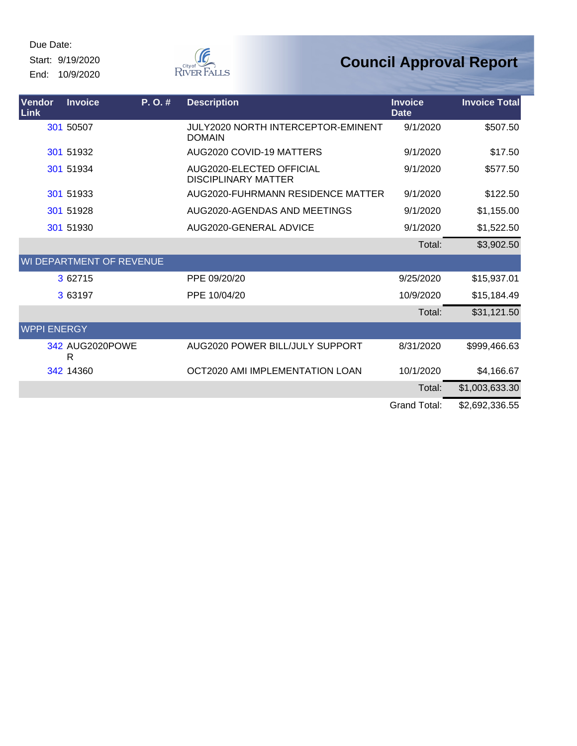Due Date:

Start: 9/19/2020

End: 10/9/2020

# Council Approval Report

| Vendor Link | Invoice | P. O. # | Description | Invoice Date | Invoice Total |
|---|---|---|---|---|---|
| 301 | 50507 | | JULY2020 NORTH INTERCEPTOR-EMINENT DOMAIN | 9/1/2020 | $507.50 |
| 301 | 51932 | | AUG2020 COVID-19 MATTERS | 9/1/2020 | $17.50 |
| 301 | 51934 | | AUG2020-ELECTED OFFICIAL DISCIPLINARY MATTER | 9/1/2020 | $577.50 |
| 301 | 51933 | | AUG2020-FUHRMANN RESIDENCE MATTER | 9/1/2020 | $122.50 |
| 301 | 51928 | | AUG2020-AGENDAS AND MEETINGS | 9/1/2020 | $1,155.00 |
| 301 | 51930 | | AUG2020-GENERAL ADVICE | 9/1/2020 | $1,522.50 |
| | | | | Total: | $3,902.50 |
| WI DEPARTMENT OF REVENUE | | | | | |
| 3 | 62715 | | PPE 09/20/20 | 9/25/2020 | $15,937.01 |
| 3 | 63197 | | PPE 10/04/20 | 10/9/2020 | $15,184.49 |
| | | | | Total: | $31,121.50 |
| WPPI ENERGY | | | | | |
| 342 | AUG2020POWER | | AUG2020 POWER BILL/JULY SUPPORT | 8/31/2020 | $999,466.63 |
| 342 | 14360 | | OCT2020 AMI IMPLEMENTATION LOAN | 10/1/2020 | $4,166.67 |
| | | | | Total: | $1,003,633.30 |
| | | | | Grand Total: | $2,692,336.55 |